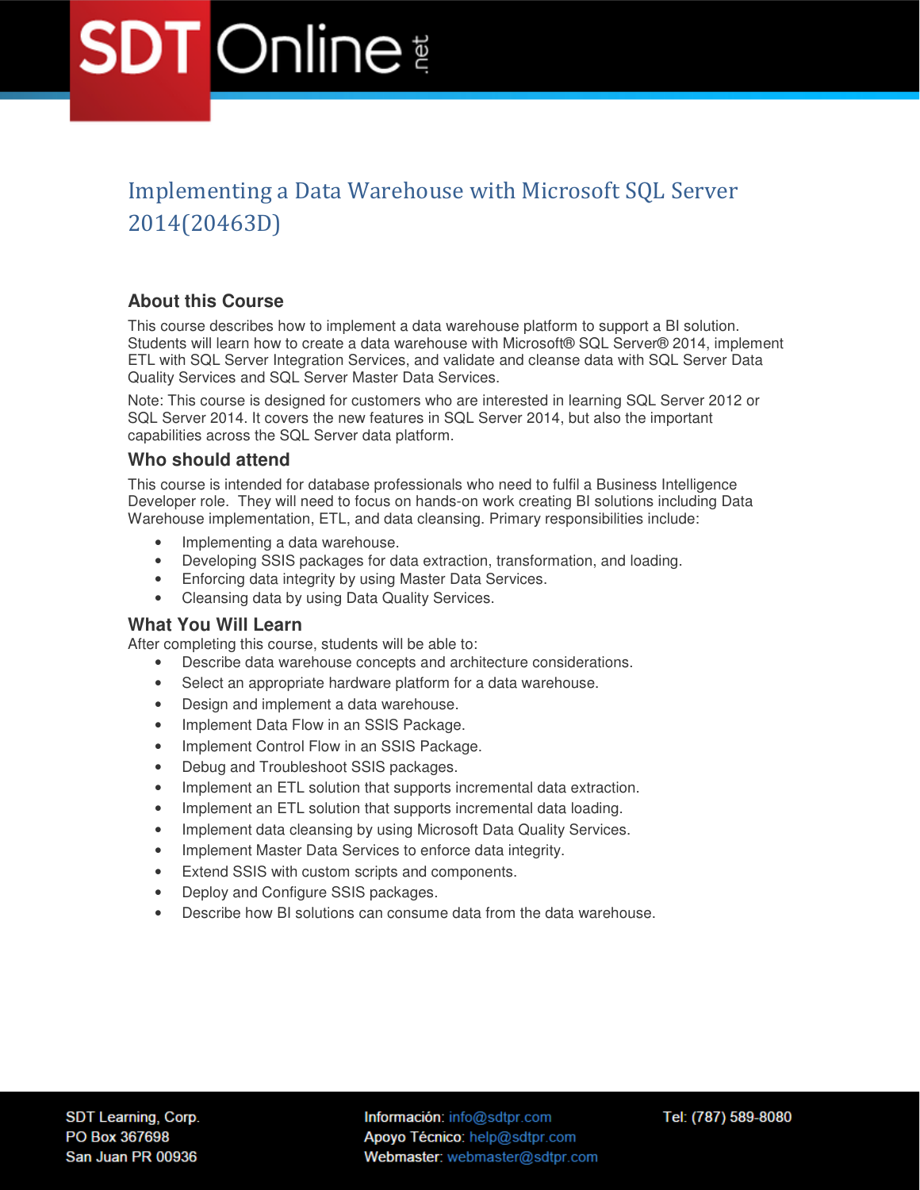# Implementing a Data Warehouse with Microsoft SQL Server 2014(20463D)

## About this Course

This course describes how to implement a data warehouse platform to support a BI solution. Students will learn how to create a data warehouse with Microsoft® SQL Server® 2014, implement ETL with SQL Server Integration Services, and validate and cleanse data with SQL Server Data Quality Services and SQL Server Master Data Services.

Note: This course is designed for customers who are interested in learning SQL Server 2012 or SQL Server 2014. It covers the new features in SQL Server 2014, but also the important capabilities across the SQL Server data platform.

## Who should attend

This course is intended for database professionals who need to fulfil a Business Intelligence Developer role. They will need to focus on hands-on work creating BI solutions including Data Warehouse implementation, ETL, and data cleansing. Primary responsibilities include:

- Implementing a data warehouse.
- Developing SSIS packages for data extraction, transformation, and loading.
- Enforcing data integrity by using Master Data Services.
- Cleansing data by using Data Quality Services.

## What You Will Learn

After completing this course, students will be able to:

- Describe data warehouse concepts and architecture considerations.
- Select an appropriate hardware platform for a data warehouse.
- Design and implement a data warehouse.
- Implement Data Flow in an SSIS Package.
- Implement Control Flow in an SSIS Package.
- Debug and Troubleshoot SSIS packages.
- Implement an ETL solution that supports incremental data extraction.
- Implement an ETL solution that supports incremental data loading.
- Implement data cleansing by using Microsoft Data Quality Services.
- Implement Master Data Services to enforce data integrity.
- Extend SSIS with custom scripts and components.
- Deploy and Configure SSIS packages.
- Describe how BI solutions can consume data from the data warehouse.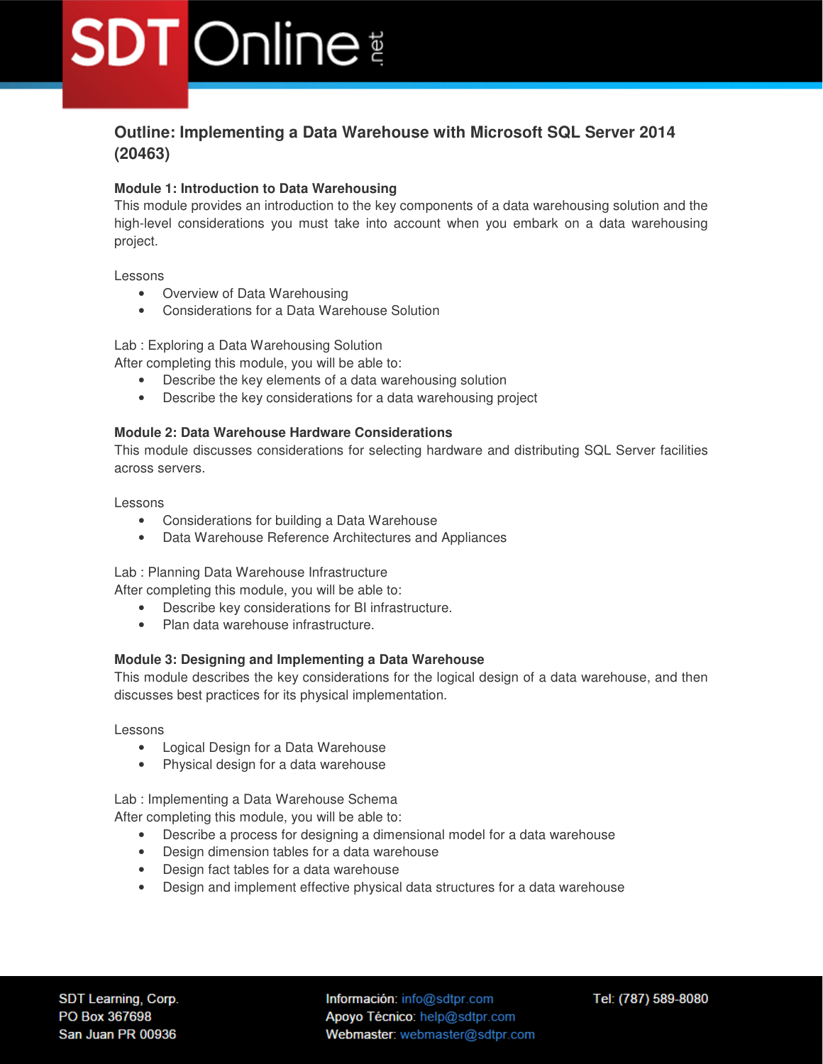## Outline: Implementing a Data Warehouse with Microsoft SQL Server 2014 (20463)

### Module 1: Introduction to Data Warehousing

This module provides an introduction to the key components of a data warehousing solution and the high-level considerations you must take into account when you embark on a data warehousing project.

Lessons

- Overview of Data Warehousing
- Considerations for a Data Warehouse Solution

Lab : Exploring a Data Warehousing Solution
After completing this module, you will be able to:

- Describe the key elements of a data warehousing solution
- Describe the key considerations for a data warehousing project

### Module 2: Data Warehouse Hardware Considerations

This module discusses considerations for selecting hardware and distributing SQL Server facilities across servers.

Lessons

- Considerations for building a Data Warehouse
- Data Warehouse Reference Architectures and Appliances

Lab : Planning Data Warehouse Infrastructure
After completing this module, you will be able to:

- Describe key considerations for BI infrastructure.
- Plan data warehouse infrastructure.

### Module 3: Designing and Implementing a Data Warehouse

This module describes the key considerations for the logical design of a data warehouse, and then discusses best practices for its physical implementation.

Lessons

- Logical Design for a Data Warehouse
- Physical design for a data warehouse

Lab : Implementing a Data Warehouse Schema
After completing this module, you will be able to:

- Describe a process for designing a dimensional model for a data warehouse
- Design dimension tables for a data warehouse
- Design fact tables for a data warehouse
- Design and implement effective physical data structures for a data warehouse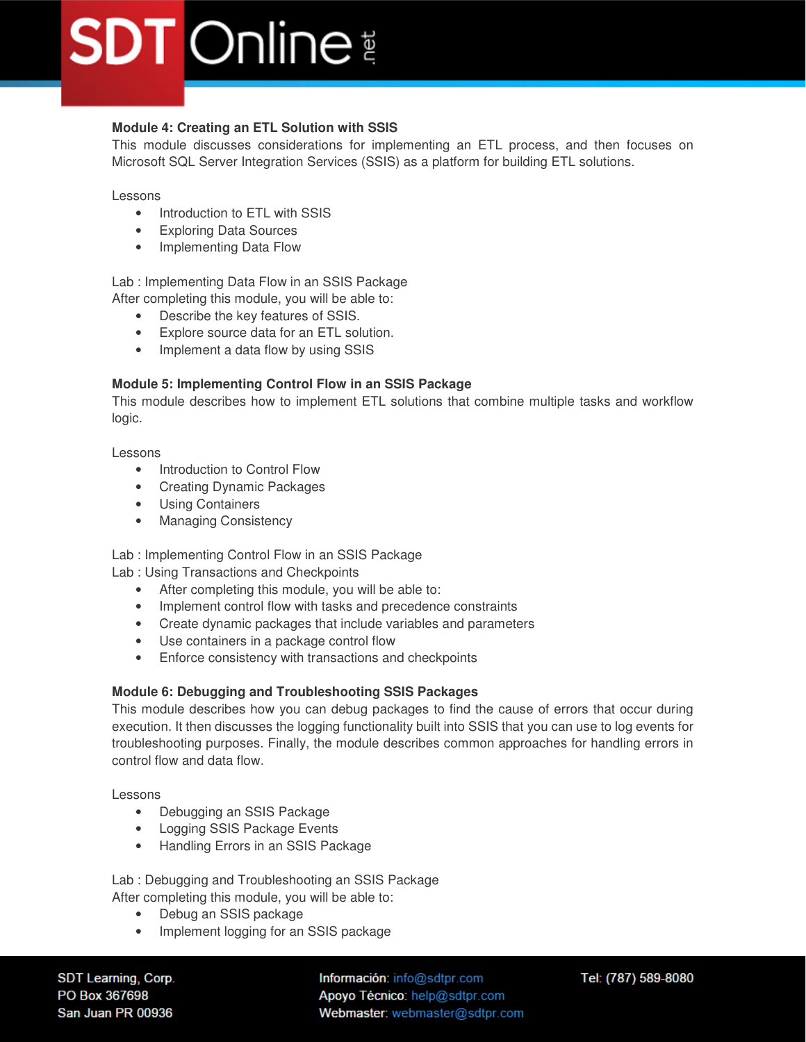**Module 4: Creating an ETL Solution with SSIS**

This module discusses considerations for implementing an ETL process, and then focuses on Microsoft SQL Server Integration Services (SSIS) as a platform for building ETL solutions.

Lessons

- Introduction to ETL with SSIS
- Exploring Data Sources
- Implementing Data Flow

Lab : Implementing Data Flow in an SSIS Package
After completing this module, you will be able to:

- Describe the key features of SSIS.
- Explore source data for an ETL solution.
- Implement a data flow by using SSIS

**Module 5: Implementing Control Flow in an SSIS Package**

This module describes how to implement ETL solutions that combine multiple tasks and workflow logic.

Lessons

- Introduction to Control Flow
- Creating Dynamic Packages
- Using Containers
- Managing Consistency

Lab : Implementing Control Flow in an SSIS Package
Lab : Using Transactions and Checkpoints

- After completing this module, you will be able to:
- Implement control flow with tasks and precedence constraints
- Create dynamic packages that include variables and parameters
- Use containers in a package control flow
- Enforce consistency with transactions and checkpoints

**Module 6: Debugging and Troubleshooting SSIS Packages**

This module describes how you can debug packages to find the cause of errors that occur during execution. It then discusses the logging functionality built into SSIS that you can use to log events for troubleshooting purposes. Finally, the module describes common approaches for handling errors in control flow and data flow.

Lessons

- Debugging an SSIS Package
- Logging SSIS Package Events
- Handling Errors in an SSIS Package

Lab : Debugging and Troubleshooting an SSIS Package
After completing this module, you will be able to:

- Debug an SSIS package
- Implement logging for an SSIS package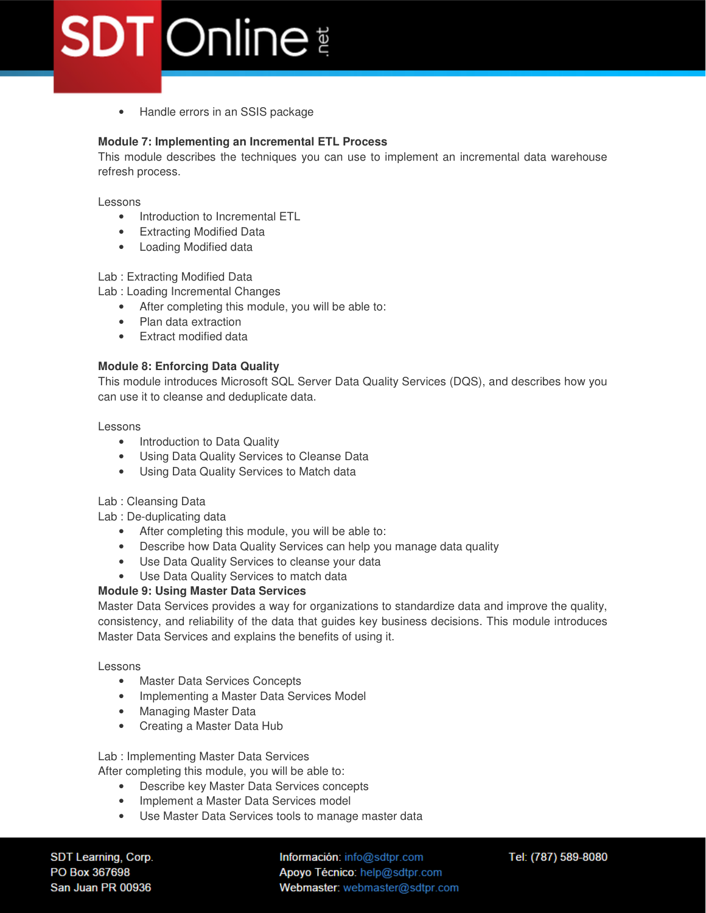- Handle errors in an SSIS package

**Module 7: Implementing an Incremental ETL Process**
This module describes the techniques you can use to implement an incremental data warehouse refresh process.

Lessons

- Introduction to Incremental ETL
- Extracting Modified Data
- Loading Modified data

Lab : Extracting Modified Data
Lab : Loading Incremental Changes

- After completing this module, you will be able to:
- Plan data extraction
- Extract modified data

**Module 8: Enforcing Data Quality**
This module introduces Microsoft SQL Server Data Quality Services (DQS), and describes how you can use it to cleanse and deduplicate data.

Lessons

- Introduction to Data Quality
- Using Data Quality Services to Cleanse Data
- Using Data Quality Services to Match data

Lab : Cleansing Data
Lab : De-duplicating data

- After completing this module, you will be able to:
- Describe how Data Quality Services can help you manage data quality
- Use Data Quality Services to cleanse your data
- Use Data Quality Services to match data

**Module 9: Using Master Data Services**
Master Data Services provides a way for organizations to standardize data and improve the quality, consistency, and reliability of the data that guides key business decisions. This module introduces Master Data Services and explains the benefits of using it.

Lessons

- Master Data Services Concepts
- Implementing a Master Data Services Model
- Managing Master Data
- Creating a Master Data Hub

Lab : Implementing Master Data Services
After completing this module, you will be able to:

- Describe key Master Data Services concepts
- Implement a Master Data Services model
- Use Master Data Services tools to manage master data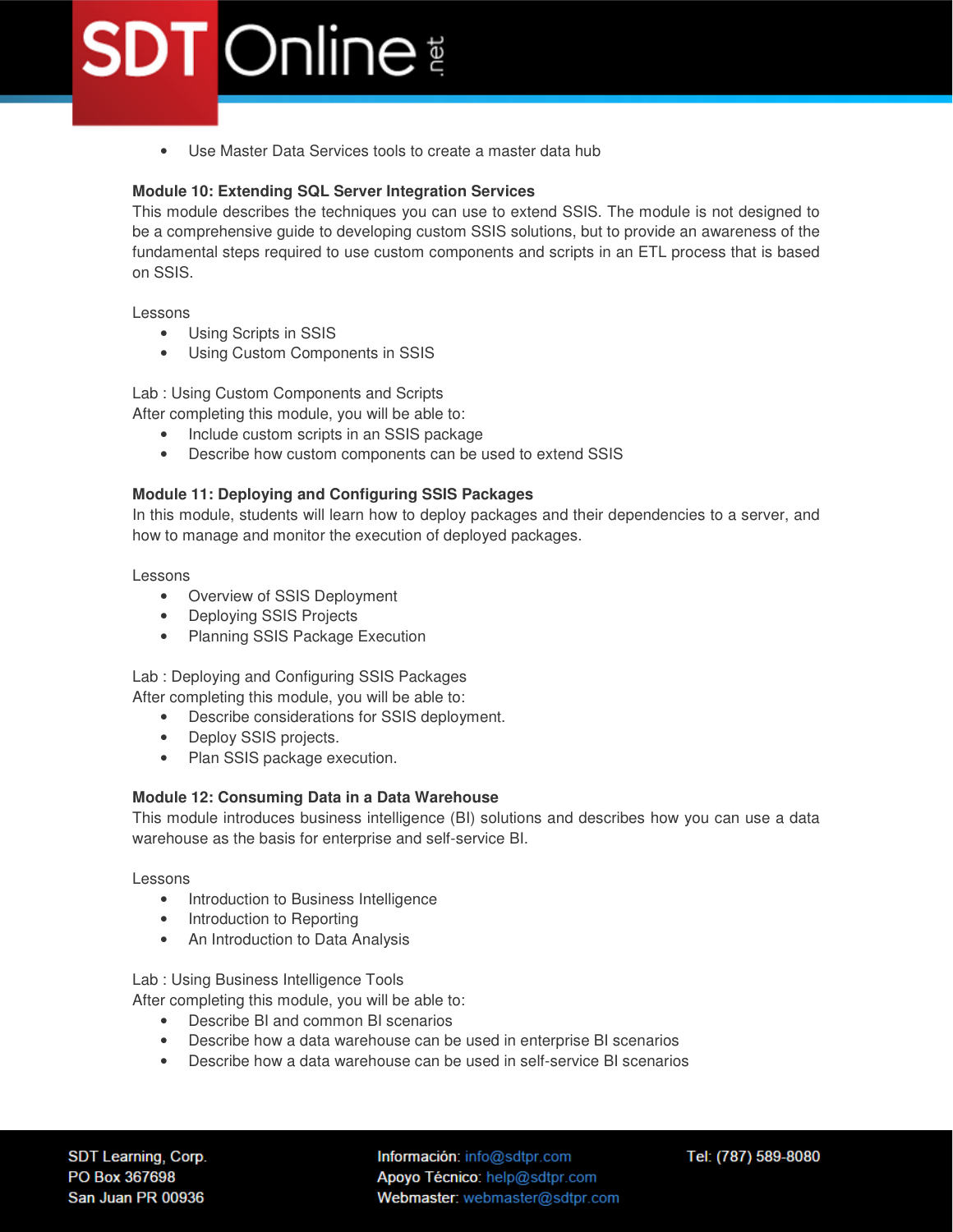- Use Master Data Services tools to create a master data hub

**Module 10: Extending SQL Server Integration Services**
This module describes the techniques you can use to extend SSIS. The module is not designed to be a comprehensive guide to developing custom SSIS solutions, but to provide an awareness of the fundamental steps required to use custom components and scripts in an ETL process that is based on SSIS.

Lessons
- Using Scripts in SSIS
- Using Custom Components in SSIS

Lab : Using Custom Components and Scripts
After completing this module, you will be able to:
- Include custom scripts in an SSIS package
- Describe how custom components can be used to extend SSIS

**Module 11: Deploying and Configuring SSIS Packages**
In this module, students will learn how to deploy packages and their dependencies to a server, and how to manage and monitor the execution of deployed packages.

Lessons
- Overview of SSIS Deployment
- Deploying SSIS Projects
- Planning SSIS Package Execution

Lab : Deploying and Configuring SSIS Packages
After completing this module, you will be able to:
- Describe considerations for SSIS deployment.
- Deploy SSIS projects.
- Plan SSIS package execution.

**Module 12: Consuming Data in a Data Warehouse**
This module introduces business intelligence (BI) solutions and describes how you can use a data warehouse as the basis for enterprise and self-service BI.

Lessons
- Introduction to Business Intelligence
- Introduction to Reporting
- An Introduction to Data Analysis

Lab : Using Business Intelligence Tools
After completing this module, you will be able to:
- Describe BI and common BI scenarios
- Describe how a data warehouse can be used in enterprise BI scenarios
- Describe how a data warehouse can be used in self-service BI scenarios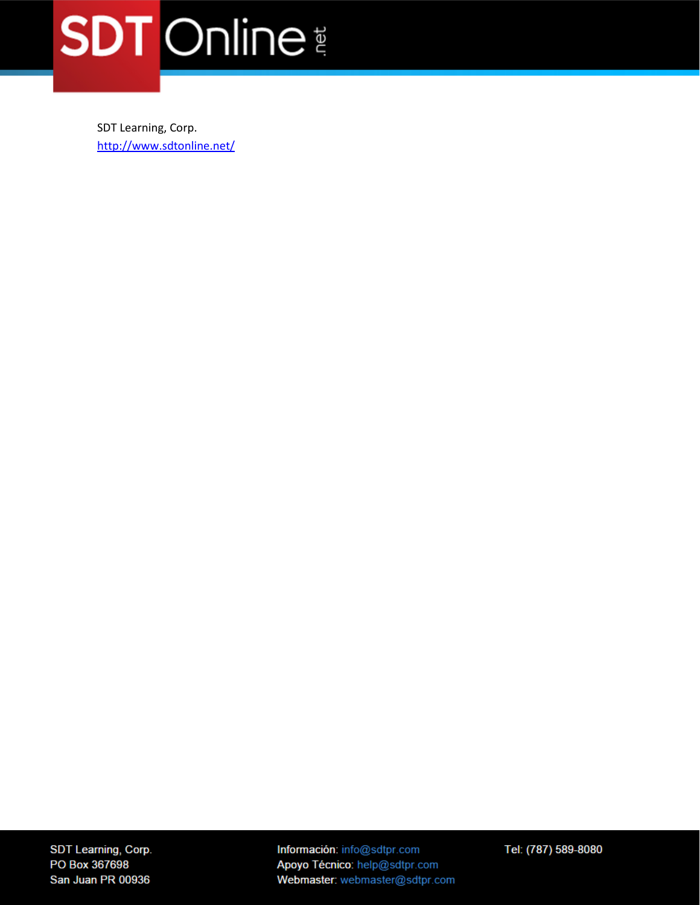SDT Learning, Corp.
http://www.sdtonline.net/